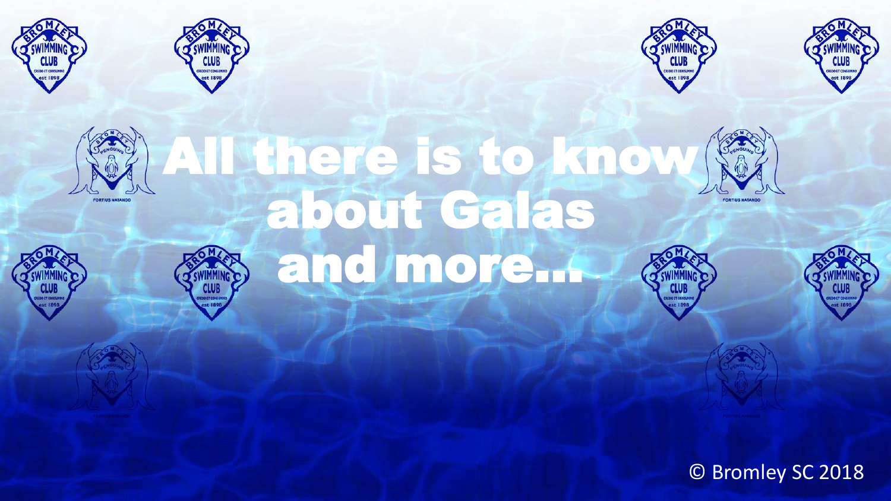# All there is to know about Galas and more...

© Bromley SC 2018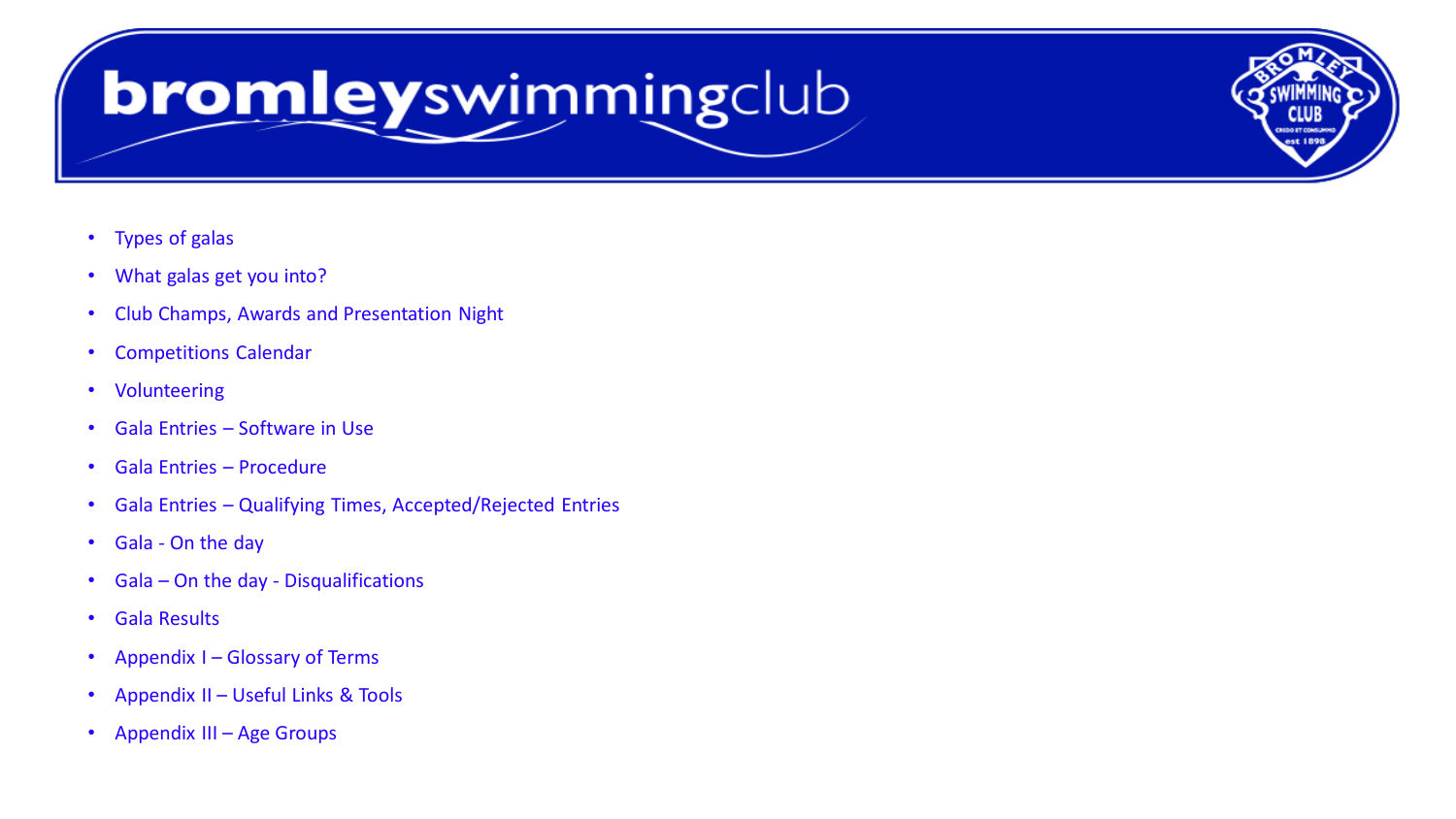- Types of galas
- What galas get you into?
- Club Champs, Awards and Presentation Night
- Competitions Calendar
- Volunteering
- Gala Entries – Software in Use
- Gala Entries – Procedure
- Gala Entries – Qualifying Times, Accepted/Rejected Entries
- Gala - On the day
- Gala – On the day - Disqualifications
- Gala Results
- Appendix I – Glossary of Terms
- Appendix II – Useful Links & Tools
- Appendix III – Age Groups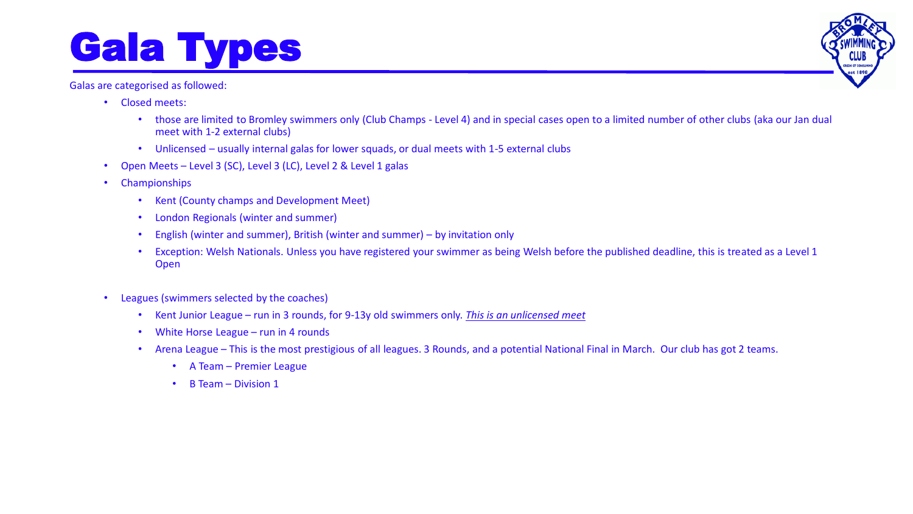# Gala Types

Galas are categorised as followed:

- Closed meets:
  - those are limited to Bromley swimmers only (Club Champs - Level 4) and in special cases open to a limited number of other clubs (aka our Jan dual meet with 1-2 external clubs)
  - Unlicensed – usually internal galas for lower squads, or dual meets with 1-5 external clubs
- Open Meets – Level 3 (SC), Level 3 (LC), Level 2 & Level 1 galas
- Championships
  - Kent (County champs and Development Meet)
  - London Regionals (winter and summer)
  - English (winter and summer), British (winter and summer) – by invitation only
  - Exception: Welsh Nationals. Unless you have registered your swimmer as being Welsh before the published deadline, this is treated as a Level 1 Open

- Leagues (swimmers selected by the coaches)
  - Kent Junior League – run in 3 rounds, for 9-13y old swimmers only. *<u>This is an unlicensed meet</u>*
  - White Horse League – run in 4 rounds
  - Arena League – This is the most prestigious of all leagues. 3 Rounds, and a potential National Final in March. Our club has got 2 teams.
    - A Team – Premier League
    - B Team – Division 1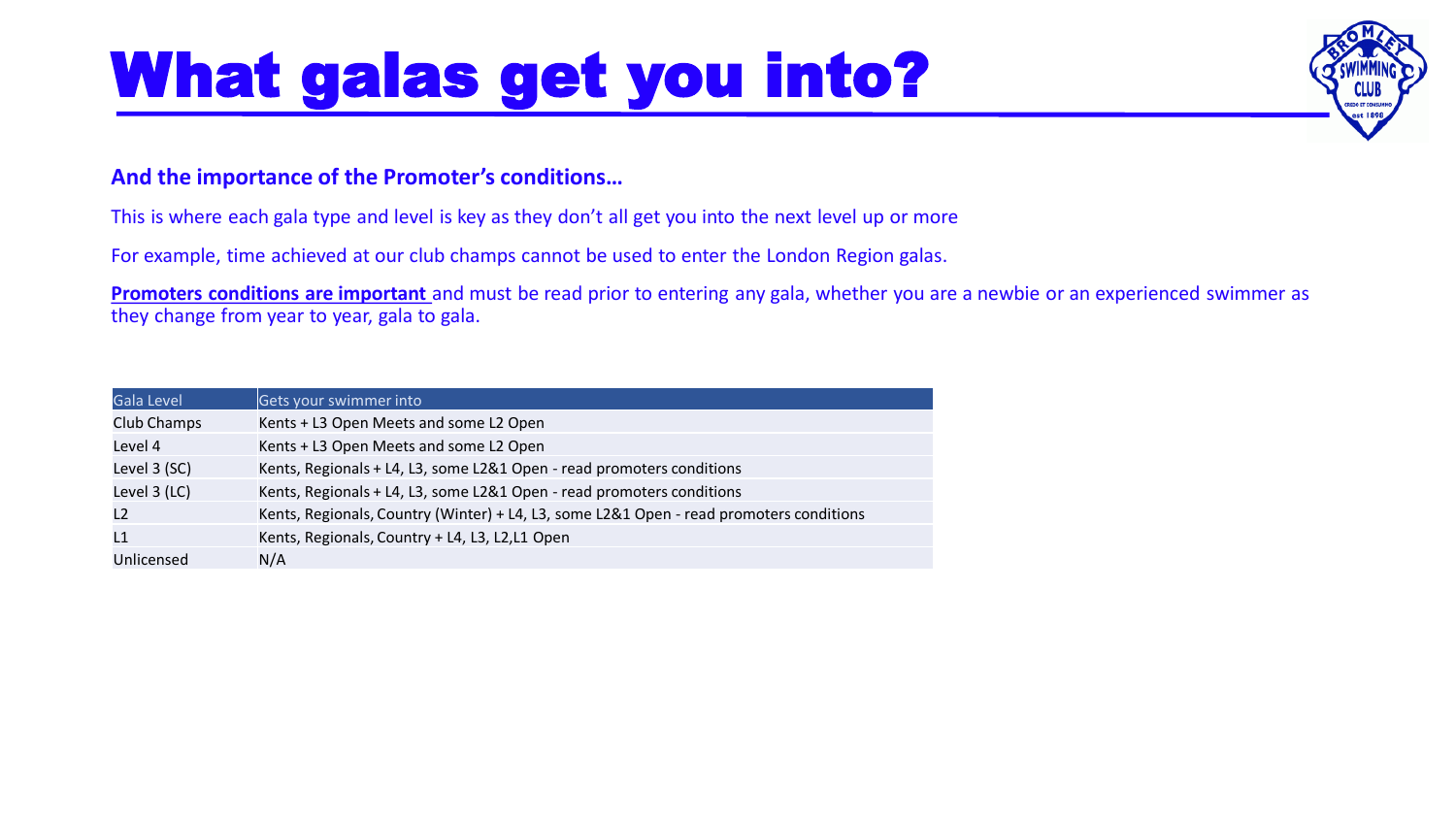# What galas get you into?

**And the importance of the Promoter's conditions…**

This is where each gala type and level is key as they don't all get you into the next level up or more

For example, time achieved at our club champs cannot be used to enter the London Region galas.

**Promoters conditions are important** and must be read prior to entering any gala, whether you are a newbie or an experienced swimmer as they change from year to year, gala to gala.

| Gala Level | Gets your swimmer into |
|---|---|
| Club Champs | Kents + L3 Open Meets and some L2 Open |
| Level 4 | Kents + L3 Open Meets and some L2 Open |
| Level 3 (SC) | Kents, Regionals + L4, L3, some L2&1 Open - read promoters conditions |
| Level 3 (LC) | Kents, Regionals + L4, L3, some L2&1 Open - read promoters conditions |
| L2 | Kents, Regionals, Country (Winter) + L4, L3, some L2&1 Open - read promoters conditions |
| L1 | Kents, Regionals, Country + L4, L3, L2,L1 Open |
| Unlicensed | N/A |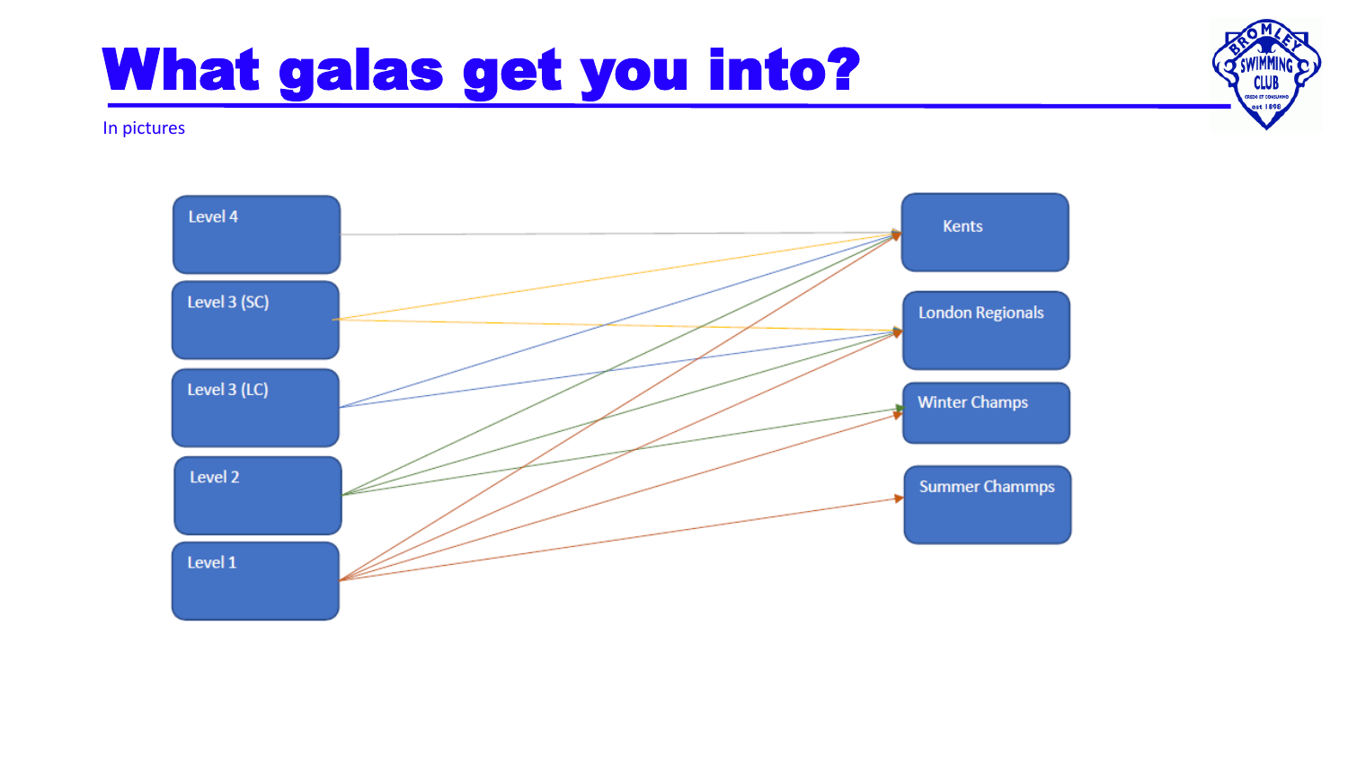# What galas get you into?

In pictures

Level 4

Level 3 (SC)

Level 3 (LC)

Level 2

Level 1

Kents

London Regionals

Winter Champs

Summer Chammps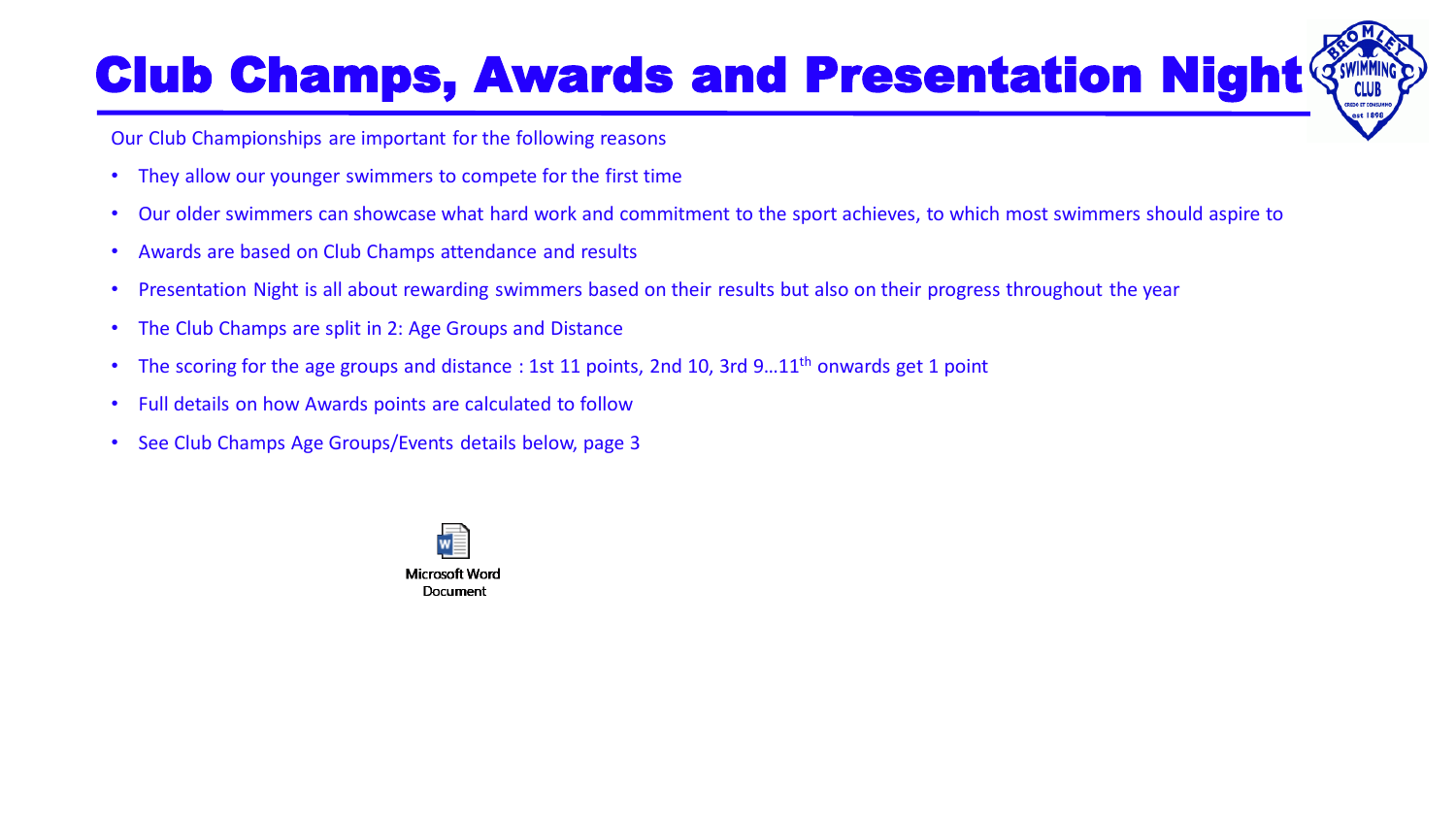# Club Champs, Awards and Presentation Night

Our Club Championships are important for the following reasons

- They allow our younger swimmers to compete for the first time
- Our older swimmers can showcase what hard work and commitment to the sport achieves, to which most swimmers should aspire to
- Awards are based on Club Champs attendance and results
- Presentation Night is all about rewarding swimmers based on their results but also on their progress throughout the year
- The Club Champs are split in 2: Age Groups and Distance
- The scoring for the age groups and distance : 1st 11 points, 2nd 10, 3rd 9…11th onwards get 1 point
- Full details on how Awards points are calculated to follow
- See Club Champs Age Groups/Events details below, page 3

Microsoft Word Document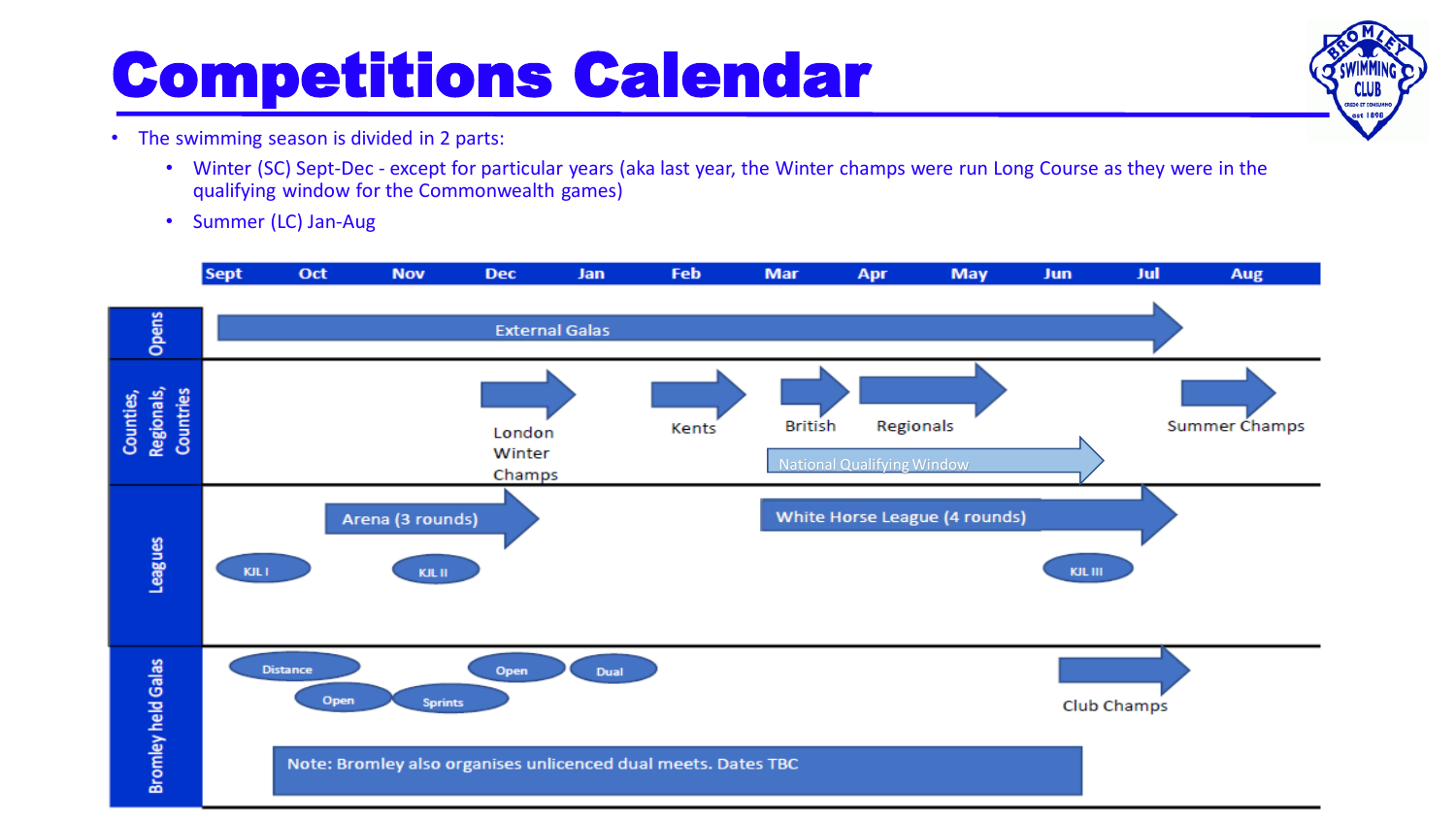# Competitions Calendar

- The swimming season is divided in 2 parts:
  - Winter (SC) Sept-Dec - except for particular years (aka last year, the Winter champs were run Long Course as they were in the qualifying window for the Commonwealth games)
  - Summer (LC) Jan-Aug

| | Sept | Oct | Nov | Dec | Jan | Feb | Mar | Apr | May | Jun | Jul | Aug |
|---|---|---|---|---|---|---|---|---|---|---|---|---|
| Opens | External Galas (Sept–Jul) | | | | | | | | | | | |
| Counties, Regionals, Countries | | | | London Winter Champs | | Kents | British | Regionals | | | Summer Champs | |
| | | | | | | | National Qualifying Window (Mar–Jun) | | | | | |
| Leagues | KJL I | Arena (3 rounds) | KJL II | | | | White Horse League (4 rounds) | | | KJL III | | |
| Bromley held Galas | Distance | Open | Sprints | Open | Dual | | | | | Club Champs | | |

Note: Bromley also organises unlicenced dual meets. Dates TBC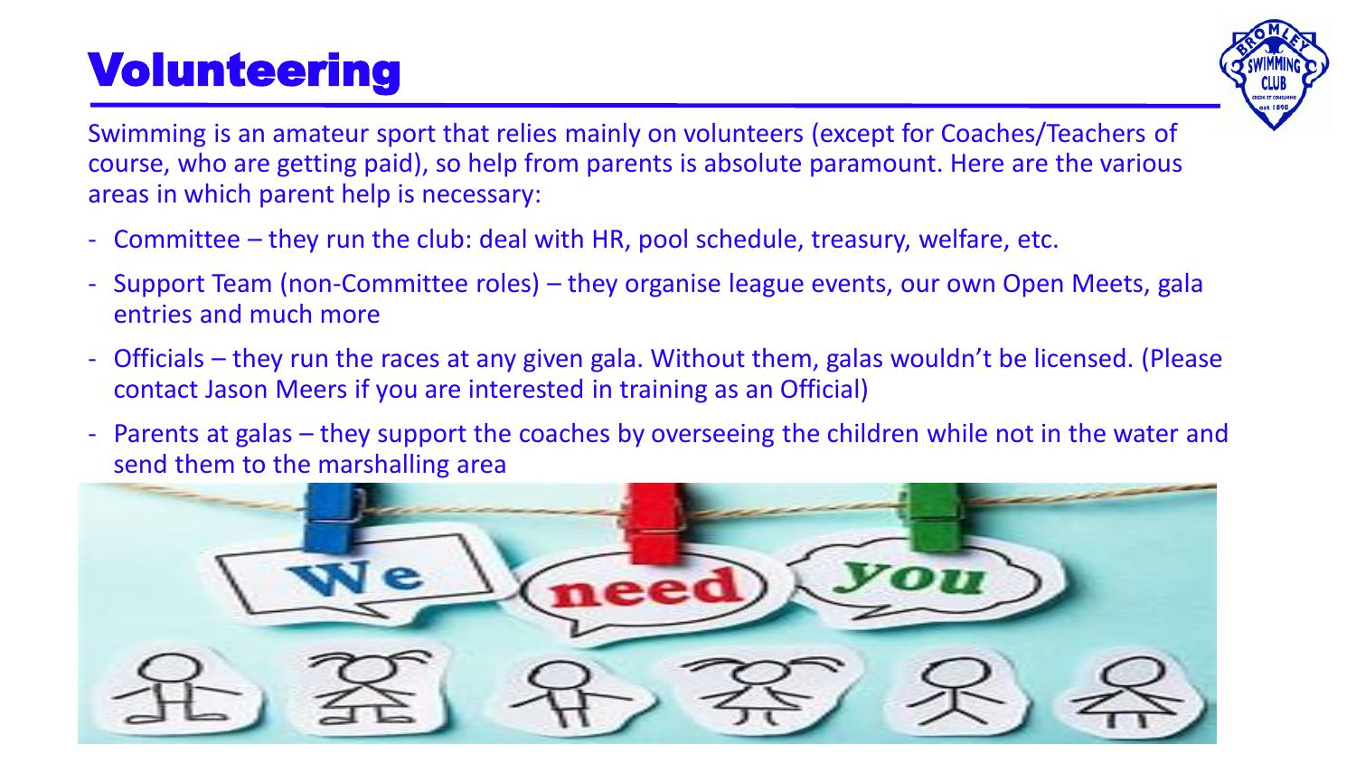# Volunteering

Swimming is an amateur sport that relies mainly on volunteers (except for Coaches/Teachers of course, who are getting paid), so help from parents is absolute paramount. Here are the various areas in which parent help is necessary:

- Committee – they run the club: deal with HR, pool schedule, treasury, welfare, etc.
- Support Team (non-Committee roles) – they organise league events, our own Open Meets, gala entries and much more
- Officials – they run the races at any given gala. Without them, galas wouldn't be licensed. (Please contact Jason Meers if you are interested in training as an Official)
- Parents at galas – they support the coaches by overseeing the children while not in the water and send them to the marshalling area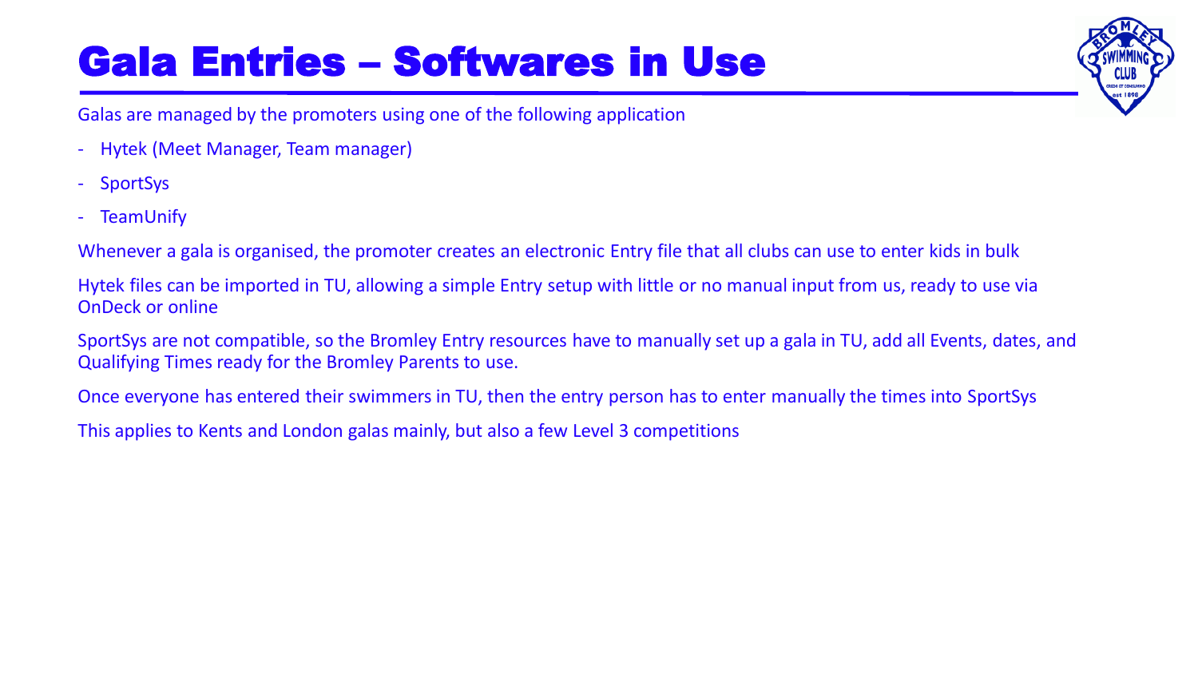# Gala Entries – Softwares in Use

Galas are managed by the promoters using one of the following application

- Hytek (Meet Manager, Team manager)
- SportSys
- TeamUnify

Whenever a gala is organised, the promoter creates an electronic Entry file that all clubs can use to enter kids in bulk

Hytek files can be imported in TU, allowing a simple Entry setup with little or no manual input from us, ready to use via OnDeck or online

SportSys are not compatible, so the Bromley Entry resources have to manually set up a gala in TU, add all Events, dates, and Qualifying Times ready for the Bromley Parents to use.

Once everyone has entered their swimmers in TU, then the entry person has to enter manually the times into SportSys

This applies to Kents and London galas mainly, but also a few Level 3 competitions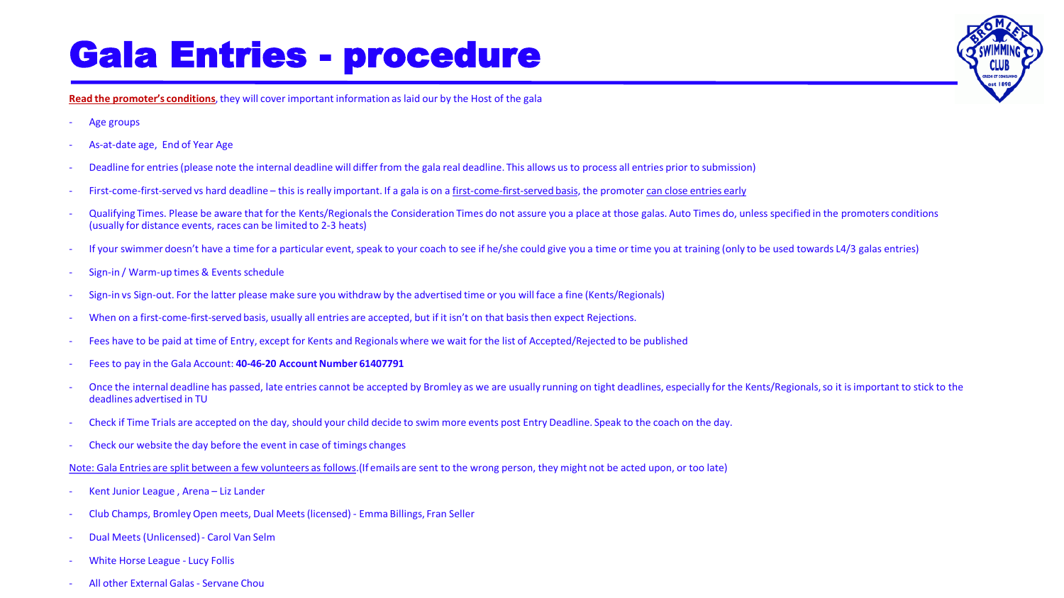# Gala Entries - procedure

**Read the promoter's conditions**, they will cover important information as laid our by the Host of the gala

- Age groups
- As-at-date age, End of Year Age
- Deadline for entries (please note the internal deadline will differ from the gala real deadline. This allows us to process all entries prior to submission)
- First-come-first-served vs hard deadline – this is really important. If a gala is on a first-come-first-served basis, the promoter can close entries early
- Qualifying Times. Please be aware that for the Kents/Regionals the Consideration Times do not assure you a place at those galas. Auto Times do, unless specified in the promoters conditions (usually for distance events, races can be limited to 2-3 heats)
- If your swimmer doesn't have a time for a particular event, speak to your coach to see if he/she could give you a time or time you at training (only to be used towards L4/3 galas entries)
- Sign-in / Warm-up times & Events schedule
- Sign-in vs Sign-out. For the latter please make sure you withdraw by the advertised time or you will face a fine (Kents/Regionals)
- When on a first-come-first-served basis, usually all entries are accepted, but if it isn't on that basis then expect Rejections.
- Fees have to be paid at time of Entry, except for Kents and Regionals where we wait for the list of Accepted/Rejected to be published
- Fees to pay in the Gala Account: **40-46-20 Account Number 61407791**
- Once the internal deadline has passed, late entries cannot be accepted by Bromley as we are usually running on tight deadlines, especially for the Kents/Regionals, so it is important to stick to the deadlines advertised in TU
- Check if Time Trials are accepted on the day, should your child decide to swim more events post Entry Deadline. Speak to the coach on the day.
- Check our website the day before the event in case of timings changes

Note: Gala Entries are split between a few volunteers as follows.(If emails are sent to the wrong person, they might not be acted upon, or too late)

- Kent Junior League , Arena – Liz Lander
- Club Champs, Bromley Open meets, Dual Meets (licensed) - Emma Billings, Fran Seller
- Dual Meets (Unlicensed) - Carol Van Selm
- White Horse League - Lucy Follis
- All other External Galas - Servane Chou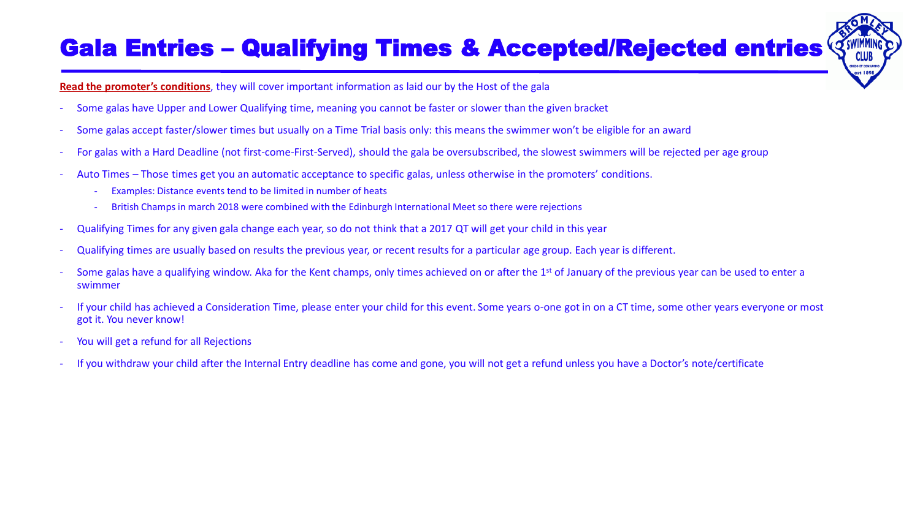# Gala Entries – Qualifying Times & Accepted/Rejected entries

**Read the promoter's conditions**, they will cover important information as laid our by the Host of the gala

- Some galas have Upper and Lower Qualifying time, meaning you cannot be faster or slower than the given bracket
- Some galas accept faster/slower times but usually on a Time Trial basis only: this means the swimmer won't be eligible for an award
- For galas with a Hard Deadline (not first-come-First-Served), should the gala be oversubscribed, the slowest swimmers will be rejected per age group
- Auto Times – Those times get you an automatic acceptance to specific galas, unless otherwise in the promoters' conditions.
  - Examples: Distance events tend to be limited in number of heats
  - British Champs in march 2018 were combined with the Edinburgh International Meet so there were rejections
- Qualifying Times for any given gala change each year, so do not think that a 2017 QT will get your child in this year
- Qualifying times are usually based on results the previous year, or recent results for a particular age group. Each year is different.
- Some galas have a qualifying window. Aka for the Kent champs, only times achieved on or after the 1st of January of the previous year can be used to enter a swimmer
- If your child has achieved a Consideration Time, please enter your child for this event. Some years o-one got in on a CT time, some other years everyone or most got it. You never know!
- You will get a refund for all Rejections
- If you withdraw your child after the Internal Entry deadline has come and gone, you will not get a refund unless you have a Doctor's note/certificate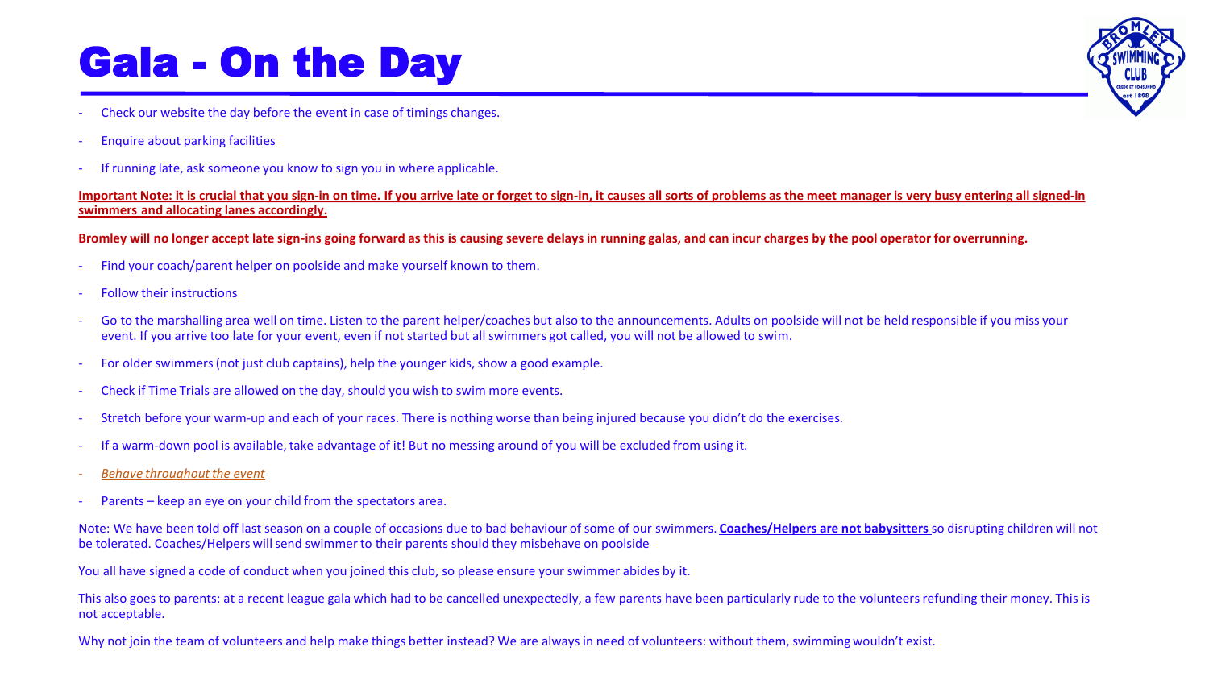# Gala - On the Day

- Check our website the day before the event in case of timings changes.
- Enquire about parking facilities
- If running late, ask someone you know to sign you in where applicable.

**Important Note: it is crucial that you sign-in on time. If you arrive late or forget to sign-in, it causes all sorts of problems as the meet manager is very busy entering all signed-in swimmers and allocating lanes accordingly.**

**Bromley will no longer accept late sign-ins going forward as this is causing severe delays in running galas, and can incur charges by the pool operator for overrunning.**

- Find your coach/parent helper on poolside and make yourself known to them.
- Follow their instructions
- Go to the marshalling area well on time. Listen to the parent helper/coaches but also to the announcements. Adults on poolside will not be held responsible if you miss your event. If you arrive too late for your event, even if not started but all swimmers got called, you will not be allowed to swim.
- For older swimmers (not just club captains), help the younger kids, show a good example.
- Check if Time Trials are allowed on the day, should you wish to swim more events.
- Stretch before your warm-up and each of your races. There is nothing worse than being injured because you didn't do the exercises.
- If a warm-down pool is available, take advantage of it! But no messing around of you will be excluded from using it.
- *Behave throughout the event*
- Parents – keep an eye on your child from the spectators area.

Note: We have been told off last season on a couple of occasions due to bad behaviour of some of our swimmers. **Coaches/Helpers are not babysitters** so disrupting children will not be tolerated. Coaches/Helpers will send swimmer to their parents should they misbehave on poolside

You all have signed a code of conduct when you joined this club, so please ensure your swimmer abides by it.

This also goes to parents: at a recent league gala which had to be cancelled unexpectedly, a few parents have been particularly rude to the volunteers refunding their money. This is not acceptable.

Why not join the team of volunteers and help make things better instead? We are always in need of volunteers: without them, swimming wouldn't exist.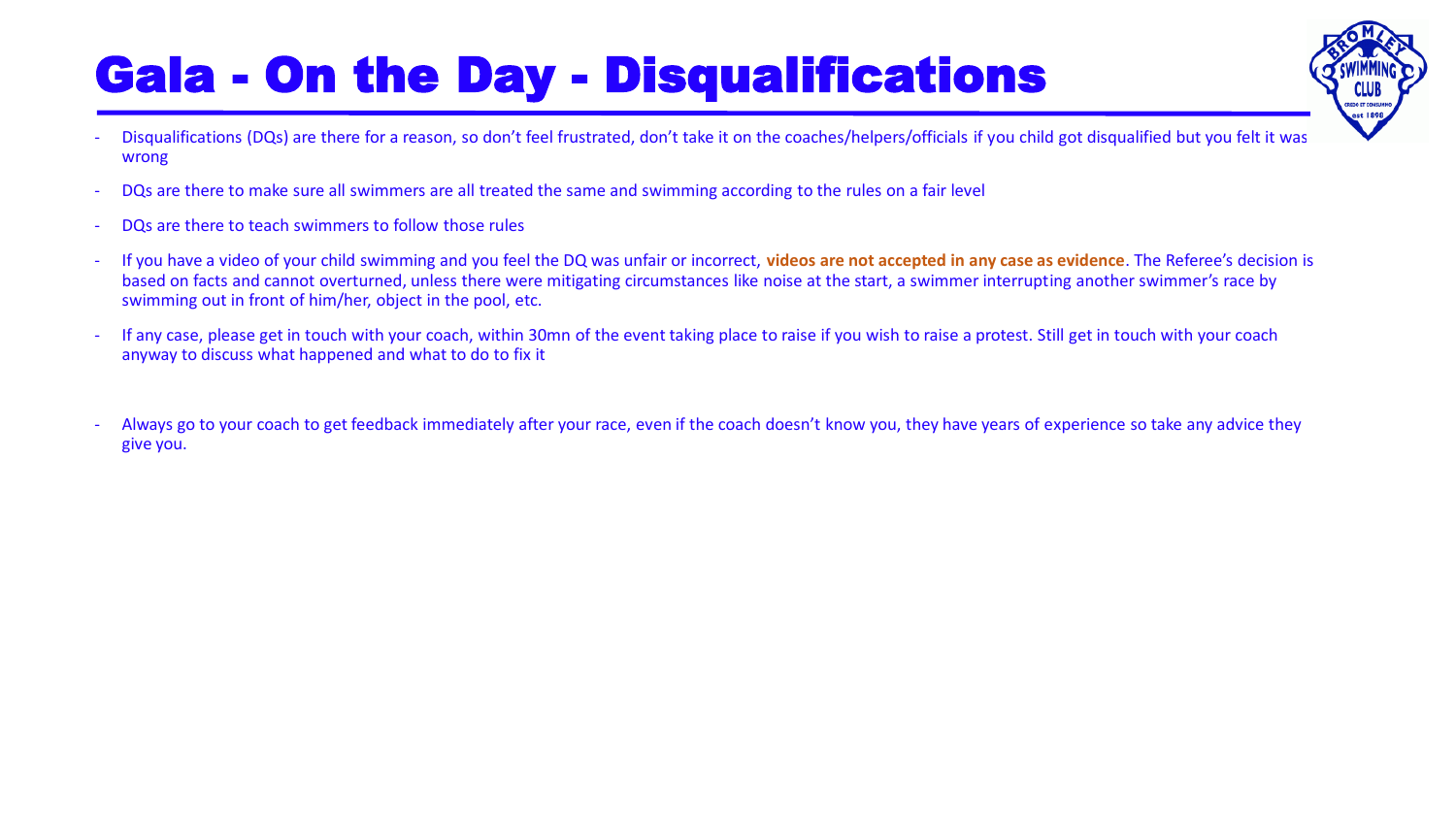# Gala - On the Day - Disqualifications

- Disqualifications (DQs) are there for a reason, so don't feel frustrated, don't take it on the coaches/helpers/officials if you child got disqualified but you felt it was wrong
- DQs are there to make sure all swimmers are all treated the same and swimming according to the rules on a fair level
- DQs are there to teach swimmers to follow those rules
- If you have a video of your child swimming and you feel the DQ was unfair or incorrect, **videos are not accepted in any case as evidence**. The Referee's decision is based on facts and cannot overturned, unless there were mitigating circumstances like noise at the start, a swimmer interrupting another swimmer's race by swimming out in front of him/her, object in the pool, etc.
- If any case, please get in touch with your coach, within 30mn of the event taking place to raise if you wish to raise a protest. Still get in touch with your coach anyway to discuss what happened and what to do to fix it
- Always go to your coach to get feedback immediately after your race, even if the coach doesn't know you, they have years of experience so take any advice they give you.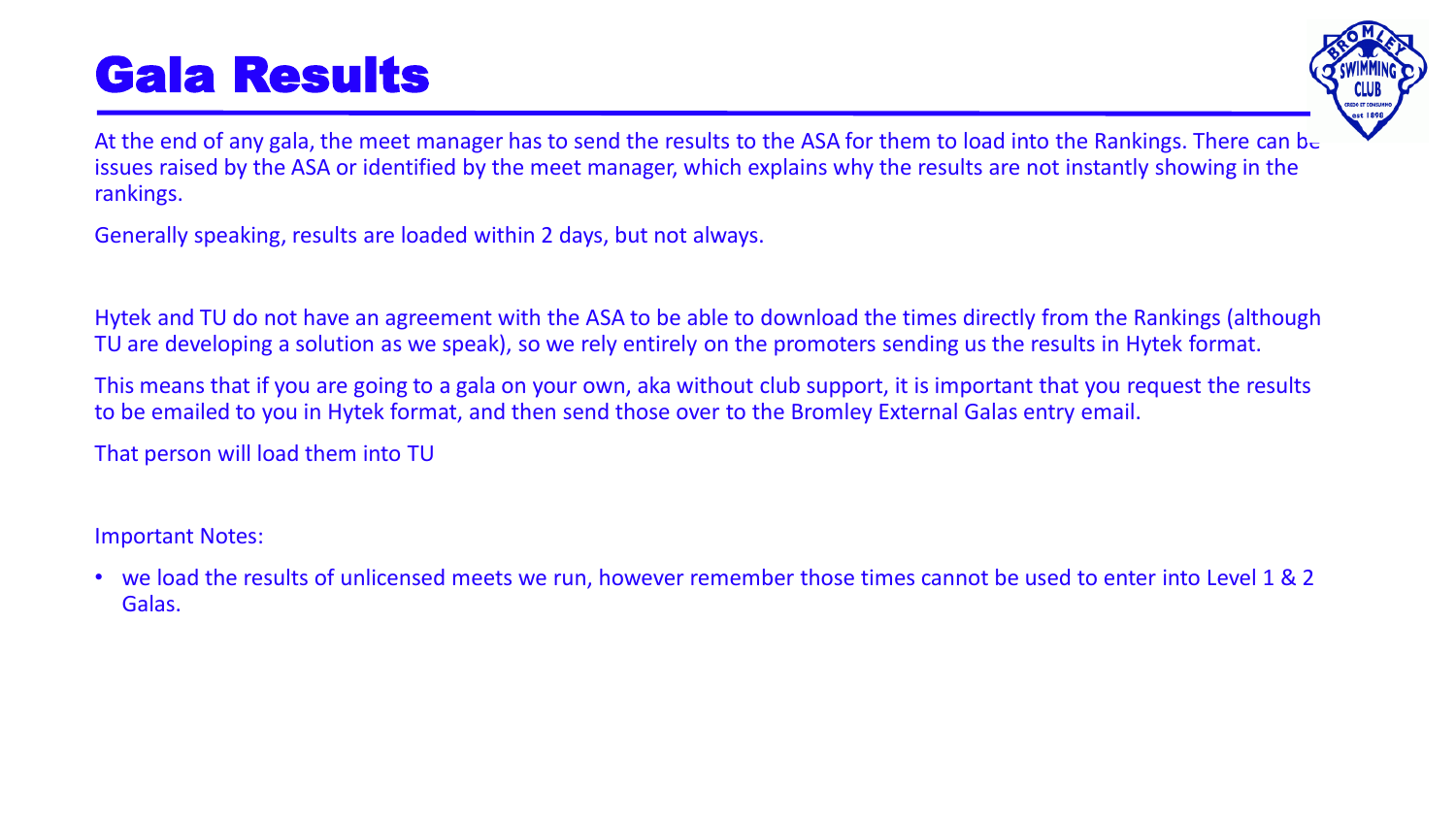# Gala Results

At the end of any gala, the meet manager has to send the results to the ASA for them to load into the Rankings. There can be issues raised by the ASA or identified by the meet manager, which explains why the results are not instantly showing in the rankings.

Generally speaking, results are loaded within 2 days, but not always.

Hytek and TU do not have an agreement with the ASA to be able to download the times directly from the Rankings (although TU are developing a solution as we speak), so we rely entirely on the promoters sending us the results in Hytek format.

This means that if you are going to a gala on your own, aka without club support, it is important that you request the results to be emailed to you in Hytek format, and then send those over to the Bromley External Galas entry email.

That person will load them into TU

Important Notes:

- we load the results of unlicensed meets we run, however remember those times cannot be used to enter into Level 1 & 2 Galas.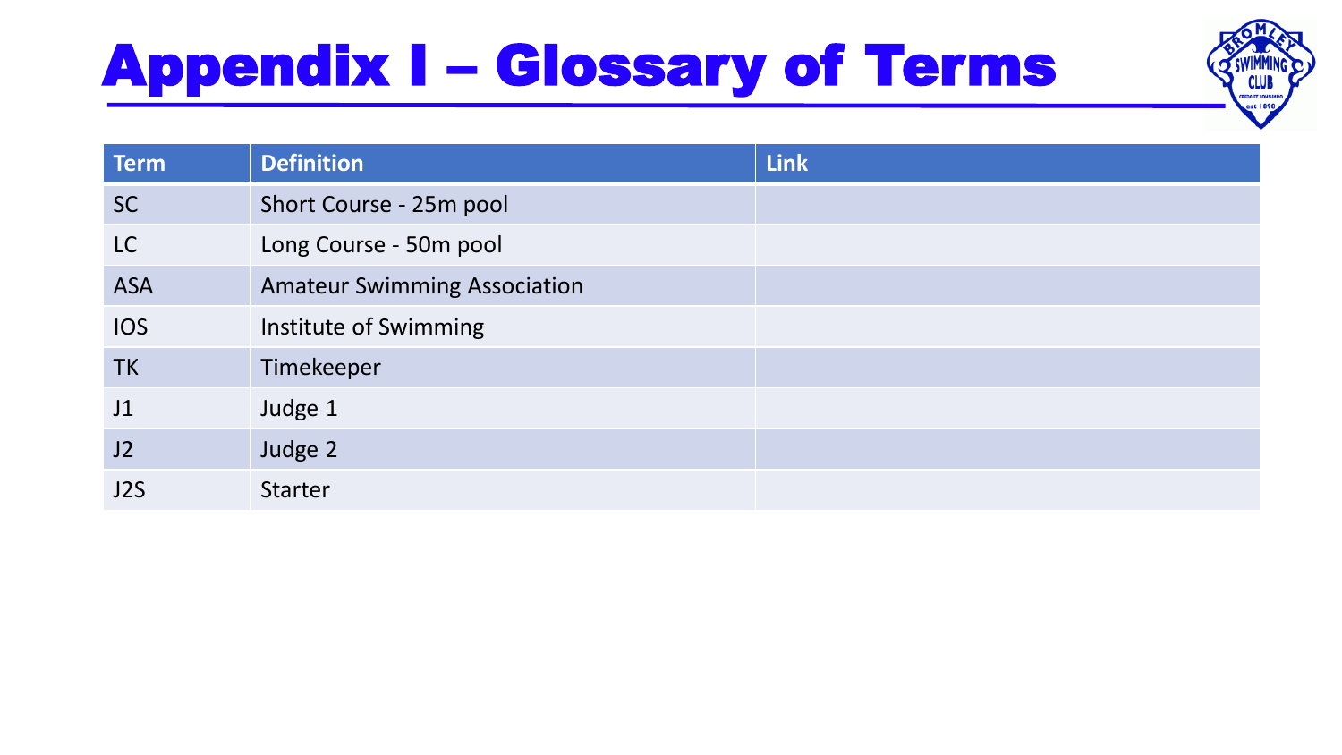# Appendix I – Glossary of Terms

| Term | Definition | Link |
| --- | --- | --- |
| SC | Short Course - 25m pool | |
| LC | Long Course - 50m pool | |
| ASA | Amateur Swimming Association | |
| IOS | Institute of Swimming | |
| TK | Timekeeper | |
| J1 | Judge 1 | |
| J2 | Judge 2 | |
| J2S | Starter | |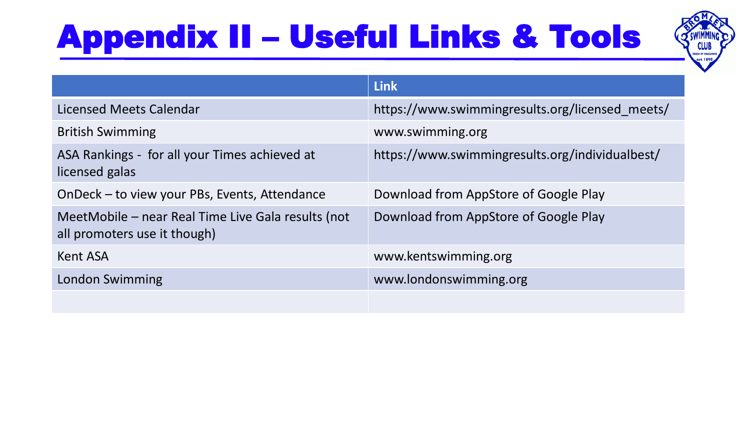# Appendix II – Useful Links & Tools

| | Link |
|---|---|
| Licensed Meets Calendar | https://www.swimmingresults.org/licensed_meets/ |
| British Swimming | www.swimming.org |
| ASA Rankings - for all your Times achieved at licensed galas | https://www.swimmingresults.org/individualbest/ |
| OnDeck – to view your PBs, Events, Attendance | Download from AppStore of Google Play |
| MeetMobile – near Real Time Live Gala results (not all promoters use it though) | Download from AppStore of Google Play |
| Kent ASA | www.kentswimming.org |
| London Swimming | www.londonswimming.org |
| | |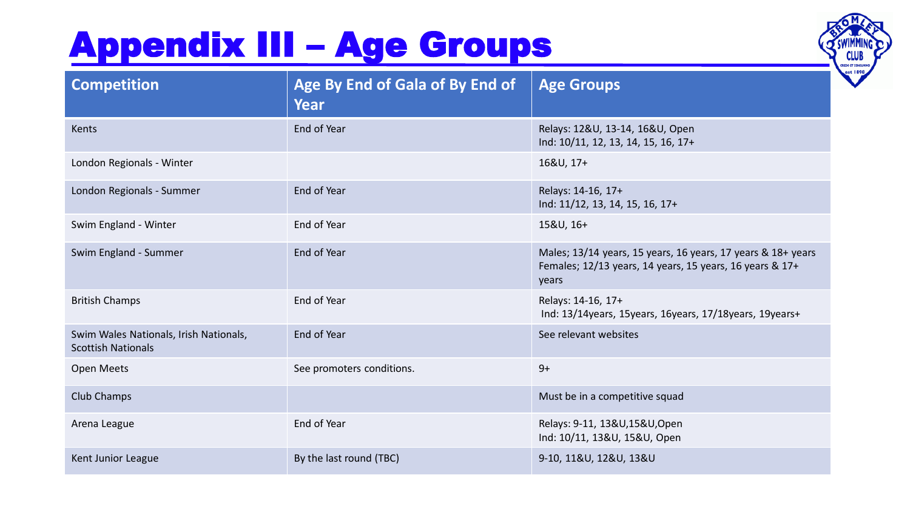# Appendix III – Age Groups

| Competition | Age By End of Gala of By End of Year | Age Groups |
|---|---|---|
| Kents | End of Year | Relays: 12&U, 13-14, 16&U, Open<br>Ind: 10/11, 12, 13, 14, 15, 16, 17+ |
| London Regionals - Winter | | 16&U, 17+ |
| London Regionals - Summer | End of Year | Relays: 14-16, 17+<br>Ind: 11/12, 13, 14, 15, 16, 17+ |
| Swim England - Winter | End of Year | 15&U, 16+ |
| Swim England - Summer | End of Year | Males; 13/14 years, 15 years, 16 years, 17 years & 18+ years<br>Females; 12/13 years, 14 years, 15 years, 16 years & 17+ years |
| British Champs | End of Year | Relays: 14-16, 17+<br>Ind: 13/14years, 15years, 16years, 17/18years, 19years+ |
| Swim Wales Nationals, Irish Nationals, Scottish Nationals | End of Year | See relevant websites |
| Open Meets | See promoters conditions. | 9+ |
| Club Champs | | Must be in a competitive squad |
| Arena League | End of Year | Relays: 9-11, 13&U,15&U,Open<br>Ind: 10/11, 13&U, 15&U, Open |
| Kent Junior League | By the last round (TBC) | 9-10, 11&U, 12&U, 13&U |